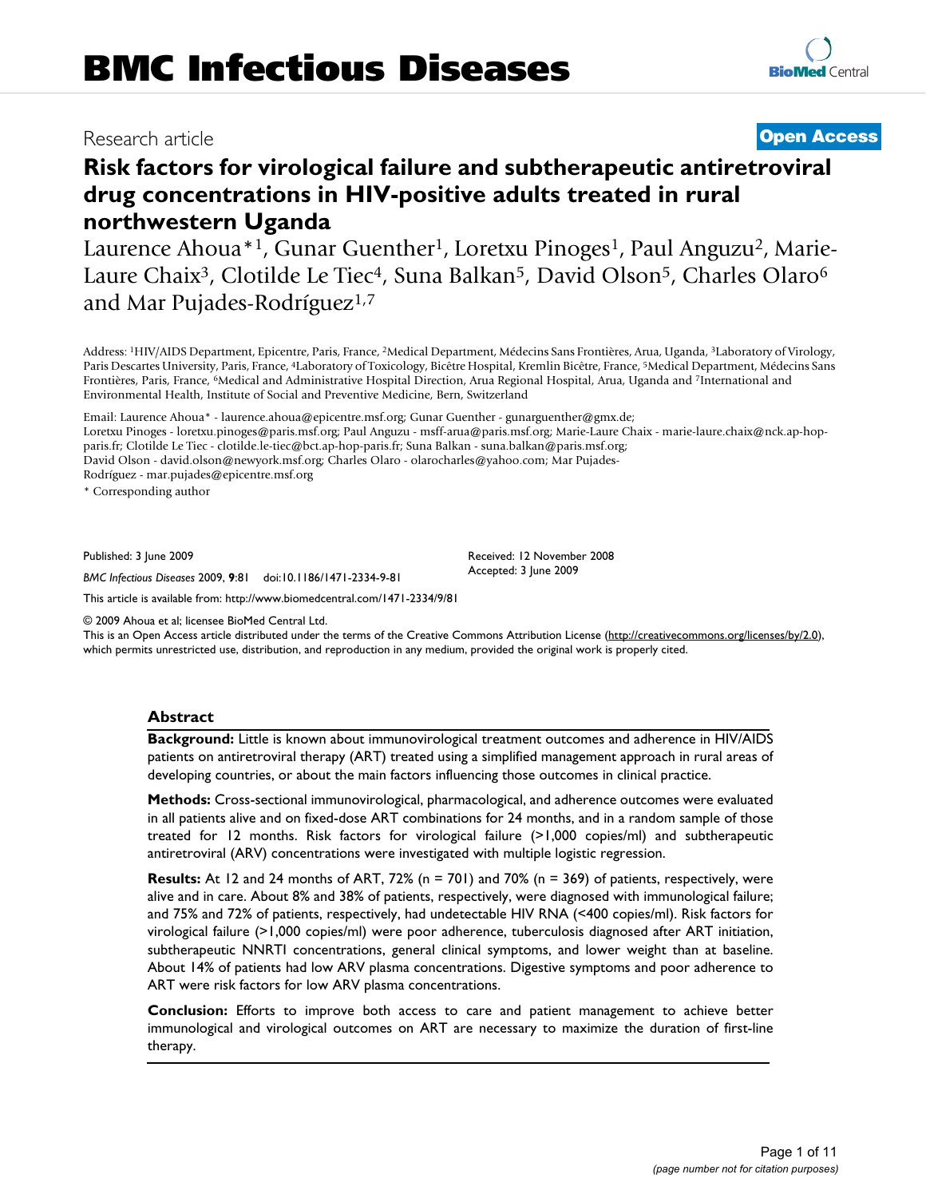Research article

**Open Access**

# Risk factors for virological failure and subtherapeutic antiretroviral drug concentrations in HIV-positive adults treated in rural northwestern Uganda

Laurence Ahoua*[1], Gunar Guenther[1], Loretxu Pinoges[1], Paul Anguzu[2], Marie-Laure Chaix[3], Clotilde Le Tiec[4], Suna Balkan[5], David Olson[5], Charles Olaro[6] and Mar Pujades-Rodríguez[1,7]

Address: [1]HIV/AIDS Department, Epicentre, Paris, France, [2]Medical Department, Médecins Sans Frontières, Arua, Uganda, [3]Laboratory of Virology, Paris Descartes University, Paris, France, [4]Laboratory of Toxicology, Bicêtre Hospital, Kremlin Bicêtre, France, [5]Medical Department, Médecins Sans Frontières, Paris, France, [6]Medical and Administrative Hospital Direction, Arua Regional Hospital, Arua, Uganda and [7]International and Environmental Health, Institute of Social and Preventive Medicine, Bern, Switzerland

Email: Laurence Ahoua* - laurence.ahoua@epicentre.msf.org; Gunar Guenther - gunarguenther@gmx.de; Loretxu Pinoges - loretxu.pinoges@paris.msf.org; Paul Anguzu - msff-arua@paris.msf.org; Marie-Laure Chaix - marie-laure.chaix@nck.ap-hop-paris.fr; Clotilde Le Tiec - clotilde.le-tiec@bct.ap-hop-paris.fr; Suna Balkan - suna.balkan@paris.msf.org; David Olson - david.olson@newyork.msf.org; Charles Olaro - olarocharles@yahoo.com; Mar Pujades-Rodríguez - mar.pujades@epicentre.msf.org

\* Corresponding author

Published: 3 June 2009

*BMC Infectious Diseases* 2009, **9**:81 doi:10.1186/1471-2334-9-81

Received: 12 November 2008
Accepted: 3 June 2009

This article is available from: http://www.biomedcentral.com/1471-2334/9/81

© 2009 Ahoua et al; licensee BioMed Central Ltd.
This is an Open Access article distributed under the terms of the Creative Commons Attribution License (http://creativecommons.org/licenses/by/2.0), which permits unrestricted use, distribution, and reproduction in any medium, provided the original work is properly cited.

## Abstract

**Background:** Little is known about immunovirological treatment outcomes and adherence in HIV/AIDS patients on antiretroviral therapy (ART) treated using a simplified management approach in rural areas of developing countries, or about the main factors influencing those outcomes in clinical practice.

**Methods:** Cross-sectional immunovirological, pharmacological, and adherence outcomes were evaluated in all patients alive and on fixed-dose ART combinations for 24 months, and in a random sample of those treated for 12 months. Risk factors for virological failure (>1,000 copies/ml) and subtherapeutic antiretroviral (ARV) concentrations were investigated with multiple logistic regression.

**Results:** At 12 and 24 months of ART, 72% (n = 701) and 70% (n = 369) of patients, respectively, were alive and in care. About 8% and 38% of patients, respectively, were diagnosed with immunological failure; and 75% and 72% of patients, respectively, had undetectable HIV RNA (<400 copies/ml). Risk factors for virological failure (>1,000 copies/ml) were poor adherence, tuberculosis diagnosed after ART initiation, subtherapeutic NNRTI concentrations, general clinical symptoms, and lower weight than at baseline. About 14% of patients had low ARV plasma concentrations. Digestive symptoms and poor adherence to ART were risk factors for low ARV plasma concentrations.

**Conclusion:** Efforts to improve both access to care and patient management to achieve better immunological and virological outcomes on ART are necessary to maximize the duration of first-line therapy.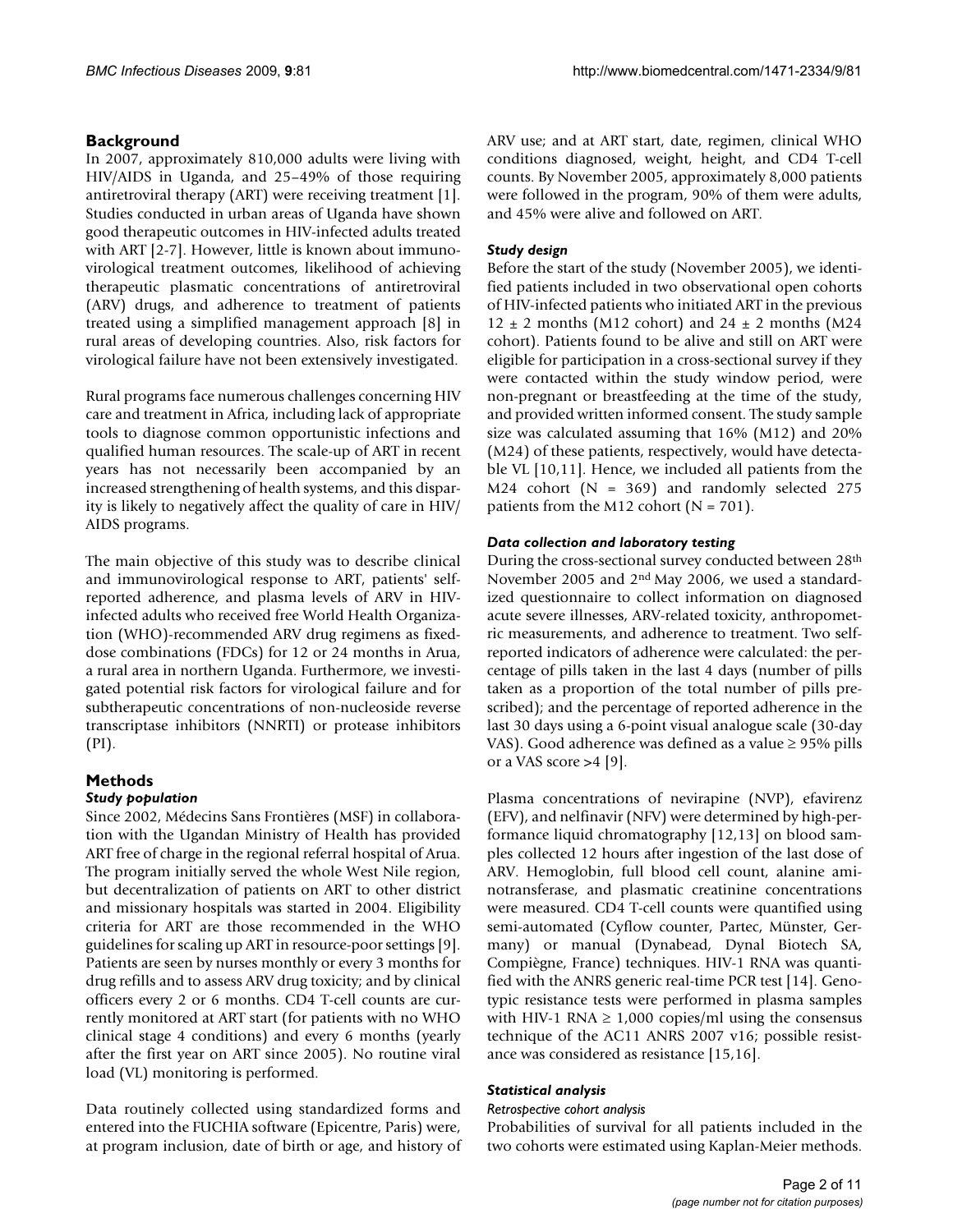## Background

In 2007, approximately 810,000 adults were living with HIV/AIDS in Uganda, and 25–49% of those requiring antiretroviral therapy (ART) were receiving treatment [1]. Studies conducted in urban areas of Uganda have shown good therapeutic outcomes in HIV-infected adults treated with ART [2-7]. However, little is known about immunovirological treatment outcomes, likelihood of achieving therapeutic plasmatic concentrations of antiretroviral (ARV) drugs, and adherence to treatment of patients treated using a simplified management approach [8] in rural areas of developing countries. Also, risk factors for virological failure have not been extensively investigated.

Rural programs face numerous challenges concerning HIV care and treatment in Africa, including lack of appropriate tools to diagnose common opportunistic infections and qualified human resources. The scale-up of ART in recent years has not necessarily been accompanied by an increased strengthening of health systems, and this disparity is likely to negatively affect the quality of care in HIV/AIDS programs.

The main objective of this study was to describe clinical and immunovirological response to ART, patients' self-reported adherence, and plasma levels of ARV in HIV-infected adults who received free World Health Organization (WHO)-recommended ARV drug regimens as fixed-dose combinations (FDCs) for 12 or 24 months in Arua, a rural area in northern Uganda. Furthermore, we investigated potential risk factors for virological failure and for subtherapeutic concentrations of non-nucleoside reverse transcriptase inhibitors (NNRTI) or protease inhibitors (PI).

## Methods

### *Study population*

Since 2002, Médecins Sans Frontières (MSF) in collaboration with the Ugandan Ministry of Health has provided ART free of charge in the regional referral hospital of Arua. The program initially served the whole West Nile region, but decentralization of patients on ART to other district and missionary hospitals was started in 2004. Eligibility criteria for ART are those recommended in the WHO guidelines for scaling up ART in resource-poor settings [9]. Patients are seen by nurses monthly or every 3 months for drug refills and to assess ARV drug toxicity; and by clinical officers every 2 or 6 months. CD4 T-cell counts are currently monitored at ART start (for patients with no WHO clinical stage 4 conditions) and every 6 months (yearly after the first year on ART since 2005). No routine viral load (VL) monitoring is performed.

Data routinely collected using standardized forms and entered into the FUCHIA software (Epicentre, Paris) were, at program inclusion, date of birth or age, and history of ARV use; and at ART start, date, regimen, clinical WHO conditions diagnosed, weight, height, and CD4 T-cell counts. By November 2005, approximately 8,000 patients were followed in the program, 90% of them were adults, and 45% were alive and followed on ART.

### *Study design*

Before the start of the study (November 2005), we identified patients included in two observational open cohorts of HIV-infected patients who initiated ART in the previous 12 ± 2 months (M12 cohort) and 24 ± 2 months (M24 cohort). Patients found to be alive and still on ART were eligible for participation in a cross-sectional survey if they were contacted within the study window period, were non-pregnant or breastfeeding at the time of the study, and provided written informed consent. The study sample size was calculated assuming that 16% (M12) and 20% (M24) of these patients, respectively, would have detectable VL [10,11]. Hence, we included all patients from the M24 cohort (N = 369) and randomly selected 275 patients from the M12 cohort (N = 701).

### *Data collection and laboratory testing*

During the cross-sectional survey conducted between 28th November 2005 and 2nd May 2006, we used a standardized questionnaire to collect information on diagnosed acute severe illnesses, ARV-related toxicity, anthropometric measurements, and adherence to treatment. Two self-reported indicators of adherence were calculated: the percentage of pills taken in the last 4 days (number of pills taken as a proportion of the total number of pills prescribed); and the percentage of reported adherence in the last 30 days using a 6-point visual analogue scale (30-day VAS). Good adherence was defined as a value ≥ 95% pills or a VAS score >4 [9].

Plasma concentrations of nevirapine (NVP), efavirenz (EFV), and nelfinavir (NFV) were determined by high-performance liquid chromatography [12,13] on blood samples collected 12 hours after ingestion of the last dose of ARV. Hemoglobin, full blood cell count, alanine aminotransferase, and plasmatic creatinine concentrations were measured. CD4 T-cell counts were quantified using semi-automated (Cyflow counter, Partec, Münster, Germany) or manual (Dynabead, Dynal Biotech SA, Compiègne, France) techniques. HIV-1 RNA was quantified with the ANRS generic real-time PCR test [14]. Genotypic resistance tests were performed in plasma samples with HIV-1 RNA ≥ 1,000 copies/ml using the consensus technique of the AC11 ANRS 2007 v16; possible resistance was considered as resistance [15,16].

### *Statistical analysis*

*Retrospective cohort analysis*

Probabilities of survival for all patients included in the two cohorts were estimated using Kaplan-Meier methods.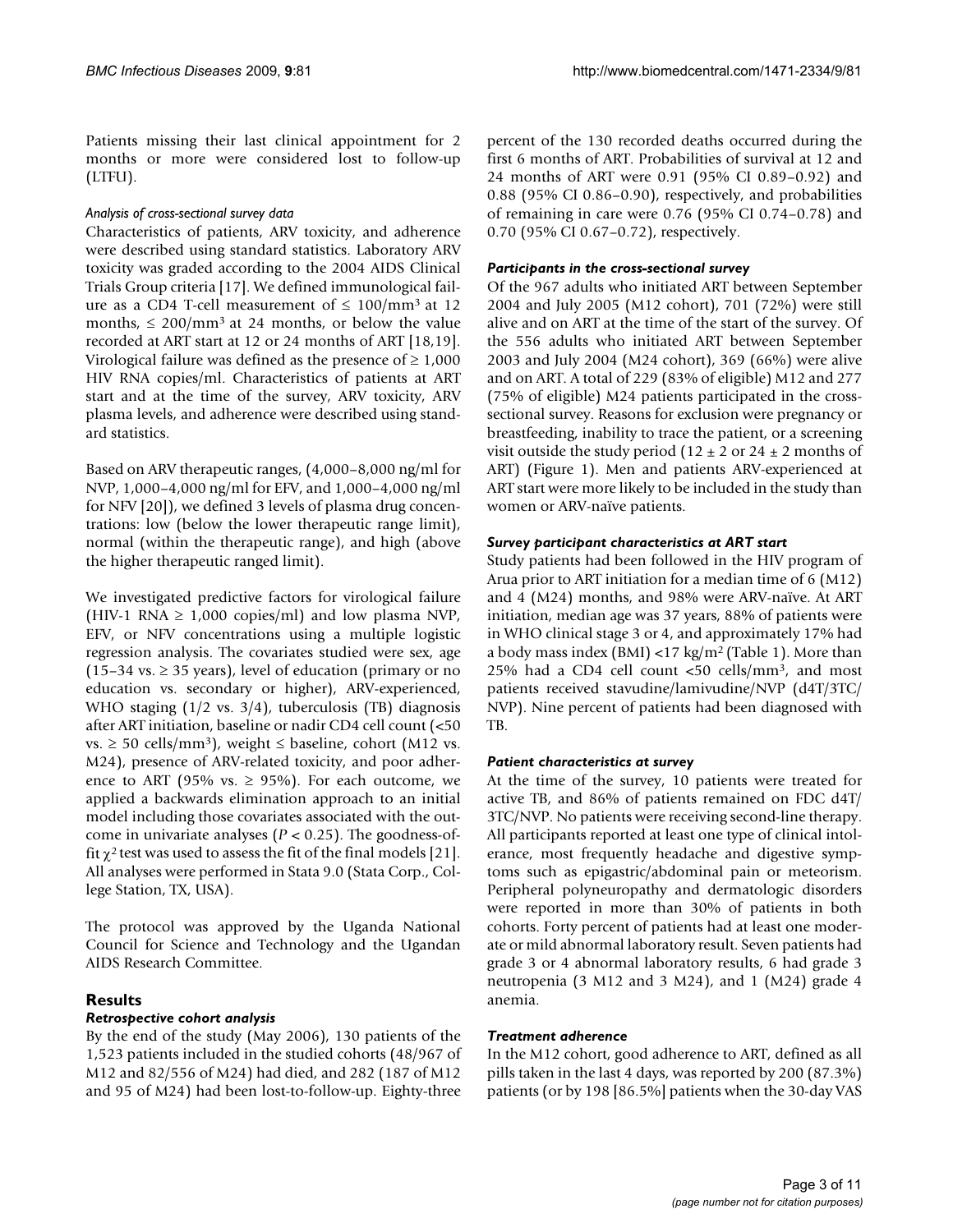Patients missing their last clinical appointment for 2 months or more were considered lost to follow-up (LTFU).

#### *Analysis of cross-sectional survey data*

Characteristics of patients, ARV toxicity, and adherence were described using standard statistics. Laboratory ARV toxicity was graded according to the 2004 AIDS Clinical Trials Group criteria [17]. We defined immunological failure as a CD4 T-cell measurement of $\leq 100/\text{mm}^3$ at 12 months, $\leq 200/\text{mm}^3$ at 24 months, or below the value recorded at ART start at 12 or 24 months of ART [18,19]. Virological failure was defined as the presence of $\geq 1,000$ HIV RNA copies/ml. Characteristics of patients at ART start and at the time of the survey, ARV toxicity, ARV plasma levels, and adherence were described using standard statistics.

Based on ARV therapeutic ranges, (4,000–8,000 ng/ml for NVP, 1,000–4,000 ng/ml for EFV, and 1,000–4,000 ng/ml for NFV [20]), we defined 3 levels of plasma drug concentrations: low (below the lower therapeutic range limit), normal (within the therapeutic range), and high (above the higher therapeutic ranged limit).

We investigated predictive factors for virological failure (HIV-1 RNA $\geq 1,000$ copies/ml) and low plasma NVP, EFV, or NFV concentrations using a multiple logistic regression analysis. The covariates studied were sex, age (15–34 vs. $\geq 35$ years), level of education (primary or no education vs. secondary or higher), ARV-experienced, WHO staging (1/2 vs. 3/4), tuberculosis (TB) diagnosis after ART initiation, baseline or nadir CD4 cell count (<50 vs. $\geq 50$ cells/mm$^3$), weight $\leq$ baseline, cohort (M12 vs. M24), presence of ARV-related toxicity, and poor adherence to ART (95% vs. $\geq 95\%$). For each outcome, we applied a backwards elimination approach to an initial model including those covariates associated with the outcome in univariate analyses ($P < 0.25$). The goodness-of-fit $\chi^2$ test was used to assess the fit of the final models [21]. All analyses were performed in Stata 9.0 (Stata Corp., College Station, TX, USA).

The protocol was approved by the Uganda National Council for Science and Technology and the Ugandan AIDS Research Committee.

## Results

### *Retrospective cohort analysis*

By the end of the study (May 2006), 130 patients of the 1,523 patients included in the studied cohorts (48/967 of M12 and 82/556 of M24) had died, and 282 (187 of M12 and 95 of M24) had been lost-to-follow-up. Eighty-three percent of the 130 recorded deaths occurred during the first 6 months of ART. Probabilities of survival at 12 and 24 months of ART were 0.91 (95% CI 0.89–0.92) and 0.88 (95% CI 0.86–0.90), respectively, and probabilities of remaining in care were 0.76 (95% CI 0.74–0.78) and 0.70 (95% CI 0.67–0.72), respectively.

### *Participants in the cross-sectional survey*

Of the 967 adults who initiated ART between September 2004 and July 2005 (M12 cohort), 701 (72%) were still alive and on ART at the time of the start of the survey. Of the 556 adults who initiated ART between September 2003 and July 2004 (M24 cohort), 369 (66%) were alive and on ART. A total of 229 (83% of eligible) M12 and 277 (75% of eligible) M24 patients participated in the cross-sectional survey. Reasons for exclusion were pregnancy or breastfeeding, inability to trace the patient, or a screening visit outside the study period (12 ± 2 or 24 ± 2 months of ART) (Figure 1). Men and patients ARV-experienced at ART start were more likely to be included in the study than women or ARV-naïve patients.

### *Survey participant characteristics at ART start*

Study patients had been followed in the HIV program of Arua prior to ART initiation for a median time of 6 (M12) and 4 (M24) months, and 98% were ARV-naïve. At ART initiation, median age was 37 years, 88% of patients were in WHO clinical stage 3 or 4, and approximately 17% had a body mass index (BMI) <17 kg/m$^2$ (Table 1). More than 25% had a CD4 cell count <50 cells/mm$^3$, and most patients received stavudine/lamivudine/NVP (d4T/3TC/NVP). Nine percent of patients had been diagnosed with TB.

### *Patient characteristics at survey*

At the time of the survey, 10 patients were treated for active TB, and 86% of patients remained on FDC d4T/3TC/NVP. No patients were receiving second-line therapy. All participants reported at least one type of clinical intolerance, most frequently headache and digestive symptoms such as epigastric/abdominal pain or meteorism. Peripheral polyneuropathy and dermatologic disorders were reported in more than 30% of patients in both cohorts. Forty percent of patients had at least one moderate or mild abnormal laboratory result. Seven patients had grade 3 or 4 abnormal laboratory results, 6 had grade 3 neutropenia (3 M12 and 3 M24), and 1 (M24) grade 4 anemia.

### *Treatment adherence*

In the M12 cohort, good adherence to ART, defined as all pills taken in the last 4 days, was reported by 200 (87.3%) patients (or by 198 [86.5%] patients when the 30-day VAS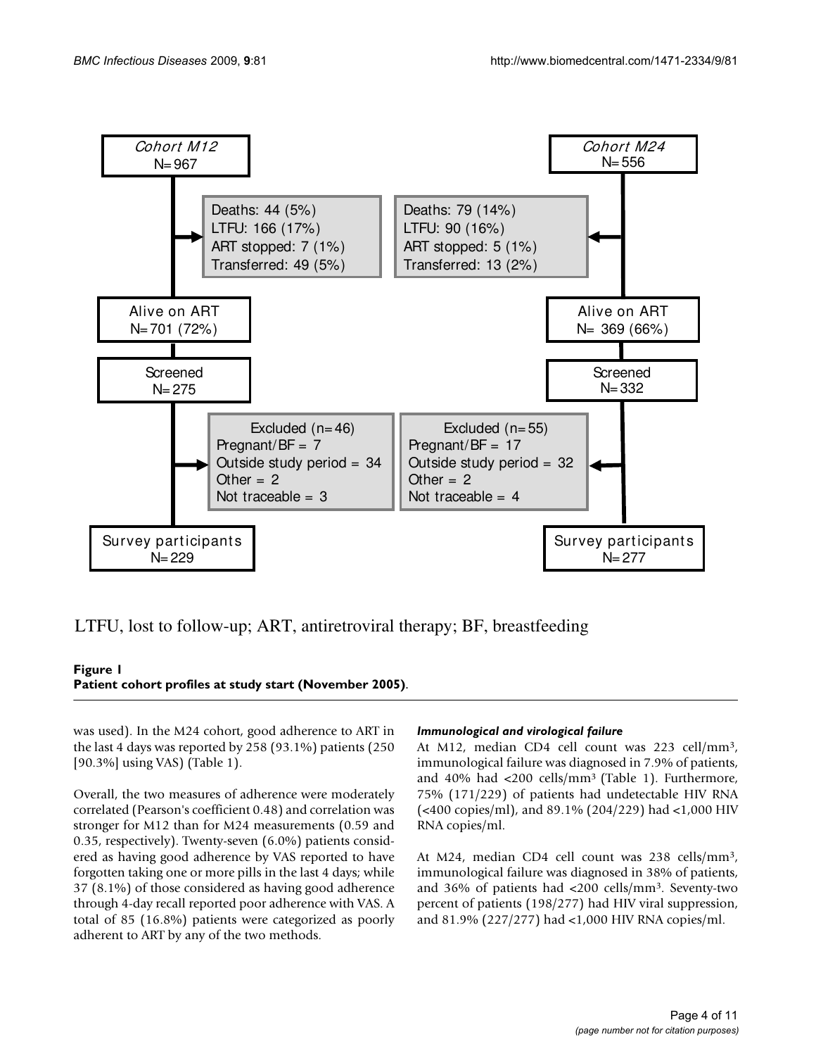| Cohort M12 | Cohort M24 |
| --- | --- |
| N=967 | N=556 |
| Deaths: 44 (5%) LTFU: 166 (17%) ART stopped: 7 (1%) Transferred: 49 (5%) | Deaths: 79 (14%) LTFU: 90 (16%) ART stopped: 5 (1%) Transferred: 13 (2%) |
| Alive on ART N=701 (72%) | Alive on ART N= 369 (66%) |
| Screened N=275 | Screened N=332 |
| Excluded (n=46) Pregnant/BF = 7 Outside study period = 34 Other = 2 Not traceable = 3 | Excluded (n=55) Pregnant/BF = 17 Outside study period = 32 Other = 2 Not traceable = 4 |
| Survey participants N=229 | Survey participants N=277 |

LTFU, lost to follow-up; ART, antiretroviral therapy; BF, breastfeeding

**Figure 1**
**Patient cohort profiles at study start (November 2005)**.

was used). In the M24 cohort, good adherence to ART in the last 4 days was reported by 258 (93.1%) patients (250 [90.3%] using VAS) (Table 1).

Overall, the two measures of adherence were moderately correlated (Pearson's coefficient 0.48) and correlation was stronger for M12 than for M24 measurements (0.59 and 0.35, respectively). Twenty-seven (6.0%) patients considered as having good adherence by VAS reported to have forgotten taking one or more pills in the last 4 days; while 37 (8.1%) of those considered as having good adherence through 4-day recall reported poor adherence with VAS. A total of 85 (16.8%) patients were categorized as poorly adherent to ART by any of the two methods.

### *Immunological and virological failure*

At M12, median CD4 cell count was 223 cell/mm³, immunological failure was diagnosed in 7.9% of patients, and 40% had <200 cells/mm³ (Table 1). Furthermore, 75% (171/229) of patients had undetectable HIV RNA (<400 copies/ml), and 89.1% (204/229) had <1,000 HIV RNA copies/ml.

At M24, median CD4 cell count was 238 cells/mm³, immunological failure was diagnosed in 38% of patients, and 36% of patients had <200 cells/mm³. Seventy-two percent of patients (198/277) had HIV viral suppression, and 81.9% (227/277) had <1,000 HIV RNA copies/ml.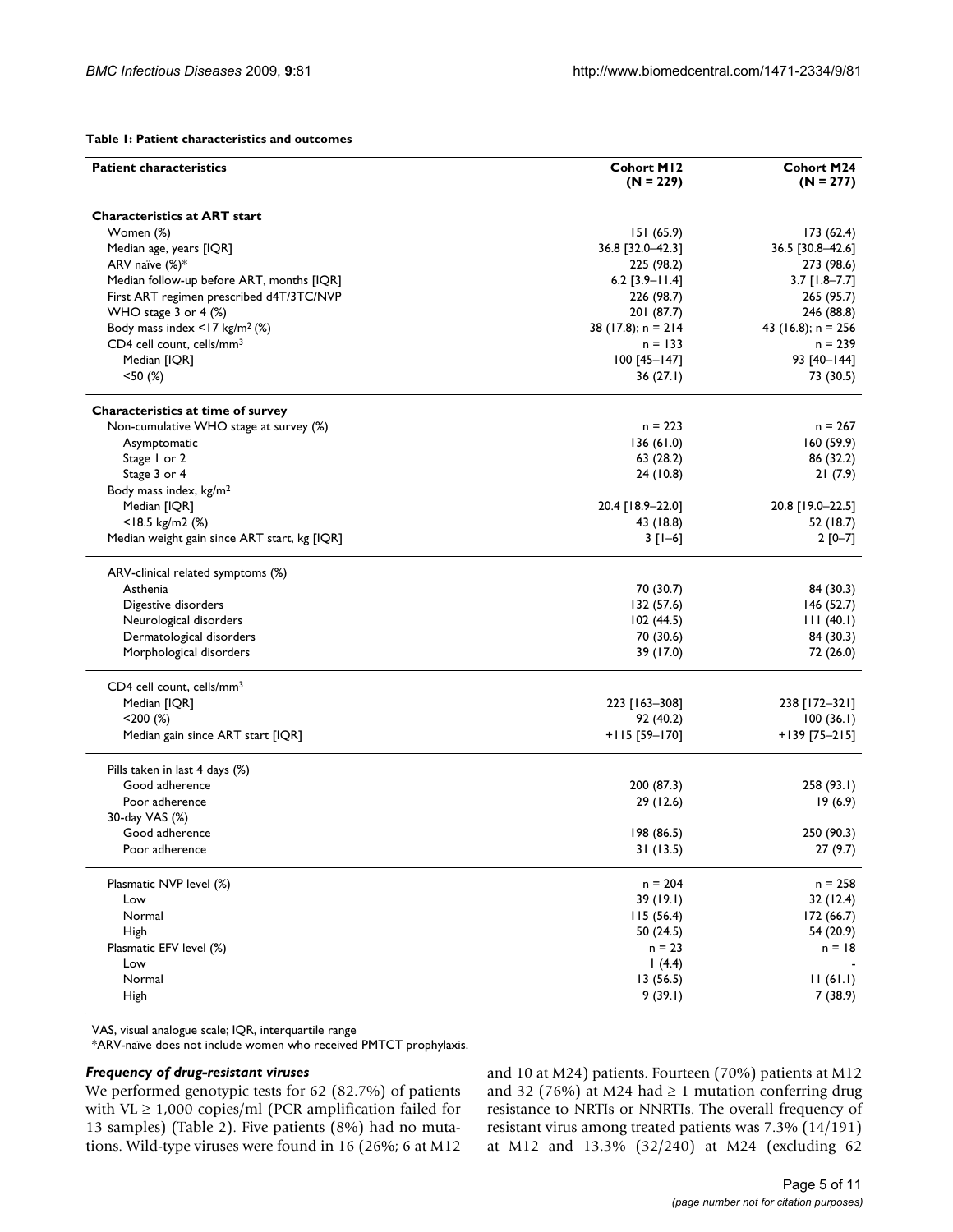**Table 1: Patient characteristics and outcomes**

| Patient characteristics | Cohort M12 (N = 229) | Cohort M24 (N = 277) |
|---|---|---|
| **Characteristics at ART start** | | |
| Women (%) | 151 (65.9) | 173 (62.4) |
| Median age, years [IQR] | 36.8 [32.0–42.3] | 36.5 [30.8–42.6] |
| ARV naïve (%)* | 225 (98.2) | 273 (98.6) |
| Median follow-up before ART, months [IQR] | 6.2 [3.9–11.4] | 3.7 [1.8–7.7] |
| First ART regimen prescribed d4T/3TC/NVP | 226 (98.7) | 265 (95.7) |
| WHO stage 3 or 4 (%) | 201 (87.7) | 246 (88.8) |
| Body mass index <17 kg/m² (%) | 38 (17.8); n = 214 | 43 (16.8); n = 256 |
| CD4 cell count, cells/mm³ | n = 133 | n = 239 |
| Median [IQR] | 100 [45–147] | 93 [40–144] |
| <50 (%) | 36 (27.1) | 73 (30.5) |
| **Characteristics at time of survey** | | |
| Non-cumulative WHO stage at survey (%) | n = 223 | n = 267 |
| Asymptomatic | 136 (61.0) | 160 (59.9) |
| Stage 1 or 2 | 63 (28.2) | 86 (32.2) |
| Stage 3 or 4 | 24 (10.8) | 21 (7.9) |
| Body mass index, kg/m² | | |
| Median [IQR] | 20.4 [18.9–22.0] | 20.8 [19.0–22.5] |
| <18.5 kg/m2 (%) | 43 (18.8) | 52 (18.7) |
| Median weight gain since ART start, kg [IQR] | 3 [1–6] | 2 [0–7] |
| ARV-clinical related symptoms (%) | | |
| Asthenia | 70 (30.7) | 84 (30.3) |
| Digestive disorders | 132 (57.6) | 146 (52.7) |
| Neurological disorders | 102 (44.5) | 111 (40.1) |
| Dermatological disorders | 70 (30.6) | 84 (30.3) |
| Morphological disorders | 39 (17.0) | 72 (26.0) |
| CD4 cell count, cells/mm³ | | |
| Median [IQR] | 223 [163–308] | 238 [172–321] |
| <200 (%) | 92 (40.2) | 100 (36.1) |
| Median gain since ART start [IQR] | +115 [59–170] | +139 [75–215] |
| Pills taken in last 4 days (%) | | |
| Good adherence | 200 (87.3) | 258 (93.1) |
| Poor adherence | 29 (12.6) | 19 (6.9) |
| 30-day VAS (%) | | |
| Good adherence | 198 (86.5) | 250 (90.3) |
| Poor adherence | 31 (13.5) | 27 (9.7) |
| Plasmatic NVP level (%) | n = 204 | n = 258 |
| Low | 39 (19.1) | 32 (12.4) |
| Normal | 115 (56.4) | 172 (66.7) |
| High | 50 (24.5) | 54 (20.9) |
| Plasmatic EFV level (%) | n = 23 | n = 18 |
| Low | 1 (4.4) | - |
| Normal | 13 (56.5) | 11 (61.1) |
| High | 9 (39.1) | 7 (38.9) |

VAS, visual analogue scale; IQR, interquartile range
*ARV-naïve does not include women who received PMTCT prophylaxis.

### *Frequency of drug-resistant viruses*

We performed genotypic tests for 62 (82.7%) of patients with VL ≥ 1,000 copies/ml (PCR amplification failed for 13 samples) (Table 2). Five patients (8%) had no mutations. Wild-type viruses were found in 16 (26%; 6 at M12 and 10 at M24) patients. Fourteen (70%) patients at M12 and 32 (76%) at M24 had ≥ 1 mutation conferring drug resistance to NRTIs or NNRTIs. The overall frequency of resistant virus among treated patients was 7.3% (14/191) at M12 and 13.3% (32/240) at M24 (excluding 62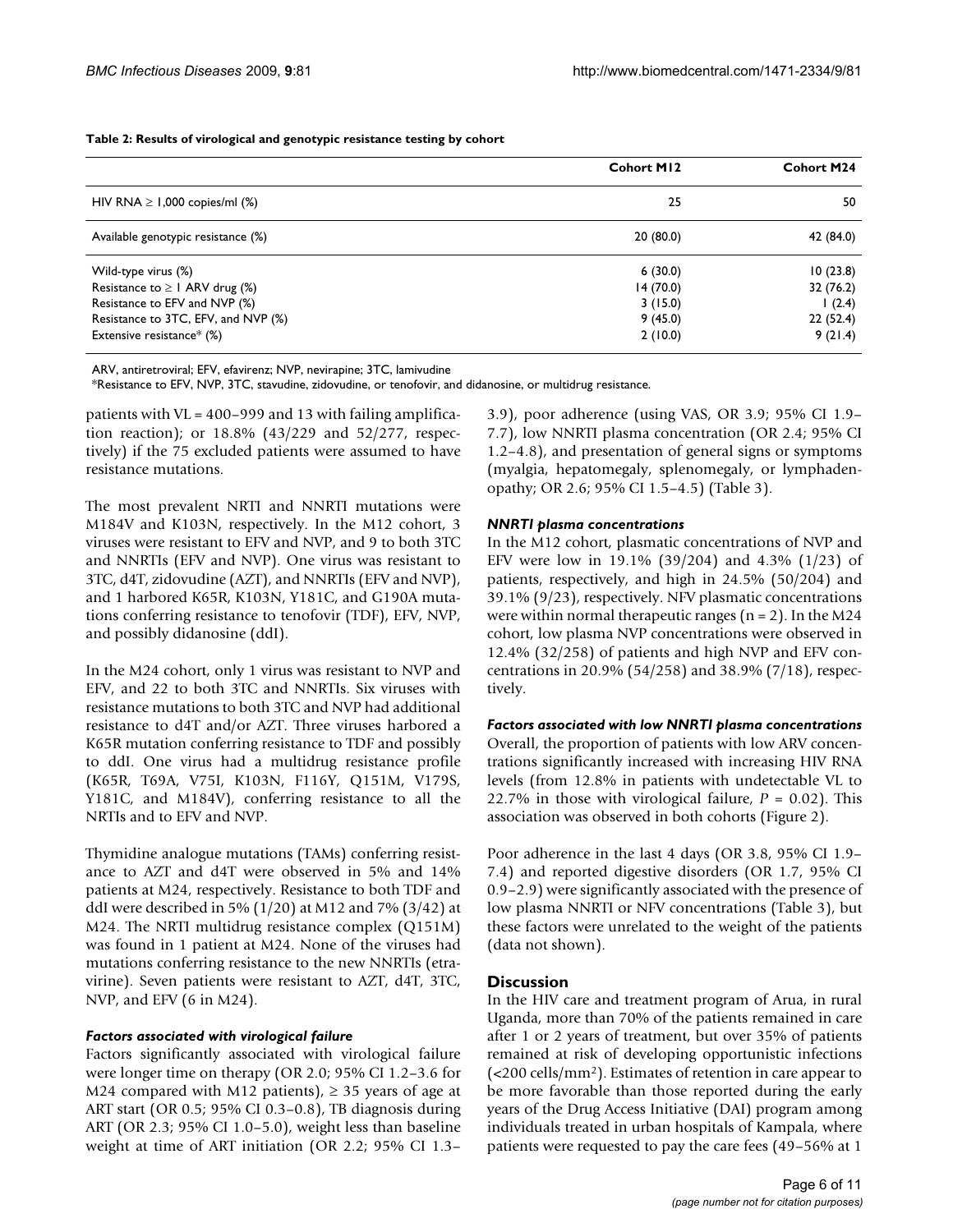**Table 2: Results of virological and genotypic resistance testing by cohort**

| | Cohort M12 | Cohort M24 |
|---|---|---|
| HIV RNA ≥ 1,000 copies/ml (%) | 25 | 50 |
| Available genotypic resistance (%) | 20 (80.0) | 42 (84.0) |
| Wild-type virus (%) | 6 (30.0) | 10 (23.8) |
| Resistance to ≥ 1 ARV drug (%) | 14 (70.0) | 32 (76.2) |
| Resistance to EFV and NVP (%) | 3 (15.0) | 1 (2.4) |
| Resistance to 3TC, EFV, and NVP (%) | 9 (45.0) | 22 (52.4) |
| Extensive resistance* (%) | 2 (10.0) | 9 (21.4) |

ARV, antiretroviral; EFV, efavirenz; NVP, nevirapine; 3TC, lamivudine

*Resistance to EFV, NVP, 3TC, stavudine, zidovudine, or tenofovir, and didanosine, or multidrug resistance.

patients with VL = 400–999 and 13 with failing amplification reaction); or 18.8% (43/229 and 52/277, respectively) if the 75 excluded patients were assumed to have resistance mutations.

The most prevalent NRTI and NNRTI mutations were M184V and K103N, respectively. In the M12 cohort, 3 viruses were resistant to EFV and NVP, and 9 to both 3TC and NNRTIs (EFV and NVP). One virus was resistant to 3TC, d4T, zidovudine (AZT), and NNRTIs (EFV and NVP), and 1 harbored K65R, K103N, Y181C, and G190A mutations conferring resistance to tenofovir (TDF), EFV, NVP, and possibly didanosine (ddI).

In the M24 cohort, only 1 virus was resistant to NVP and EFV, and 22 to both 3TC and NNRTIs. Six viruses with resistance mutations to both 3TC and NVP had additional resistance to d4T and/or AZT. Three viruses harbored a K65R mutation conferring resistance to TDF and possibly to ddI. One virus had a multidrug resistance profile (K65R, T69A, V75I, K103N, F116Y, Q151M, V179S, Y181C, and M184V), conferring resistance to all the NRTIs and to EFV and NVP.

Thymidine analogue mutations (TAMs) conferring resistance to AZT and d4T were observed in 5% and 14% patients at M24, respectively. Resistance to both TDF and ddI were described in 5% (1/20) at M12 and 7% (3/42) at M24. The NRTI multidrug resistance complex (Q151M) was found in 1 patient at M24. None of the viruses had mutations conferring resistance to the new NNRTIs (etravirine). Seven patients were resistant to AZT, d4T, 3TC, NVP, and EFV (6 in M24).

### *Factors associated with virological failure*

Factors significantly associated with virological failure were longer time on therapy (OR 2.0; 95% CI 1.2–3.6 for M24 compared with M12 patients), ≥ 35 years of age at ART start (OR 0.5; 95% CI 0.3–0.8), TB diagnosis during ART (OR 2.3; 95% CI 1.0–5.0), weight less than baseline weight at time of ART initiation (OR 2.2; 95% CI 1.3–3.9), poor adherence (using VAS, OR 3.9; 95% CI 1.9–7.7), low NNRTI plasma concentration (OR 2.4; 95% CI 1.2–4.8), and presentation of general signs or symptoms (myalgia, hepatomegaly, splenomegaly, or lymphadenopathy; OR 2.6; 95% CI 1.5–4.5) (Table 3).

### *NNRTI plasma concentrations*

In the M12 cohort, plasmatic concentrations of NVP and EFV were low in 19.1% (39/204) and 4.3% (1/23) of patients, respectively, and high in 24.5% (50/204) and 39.1% (9/23), respectively. NFV plasmatic concentrations were within normal therapeutic ranges (n = 2). In the M24 cohort, low plasma NVP concentrations were observed in 12.4% (32/258) of patients and high NVP and EFV concentrations in 20.9% (54/258) and 38.9% (7/18), respectively.

### *Factors associated with low NNRTI plasma concentrations*

Overall, the proportion of patients with low ARV concentrations significantly increased with increasing HIV RNA levels (from 12.8% in patients with undetectable VL to 22.7% in those with virological failure, $P = 0.02$). This association was observed in both cohorts (Figure 2).

Poor adherence in the last 4 days (OR 3.8, 95% CI 1.9–7.4) and reported digestive disorders (OR 1.7, 95% CI 0.9–2.9) were significantly associated with the presence of low plasma NNRTI or NFV concentrations (Table 3), but these factors were unrelated to the weight of the patients (data not shown).

## Discussion

In the HIV care and treatment program of Arua, in rural Uganda, more than 70% of the patients remained in care after 1 or 2 years of treatment, but over 35% of patients remained at risk of developing opportunistic infections (<200 cells/mm$^2$). Estimates of retention in care appear to be more favorable than those reported during the early years of the Drug Access Initiative (DAI) program among individuals treated in urban hospitals of Kampala, where patients were requested to pay the care fees (49–56% at 1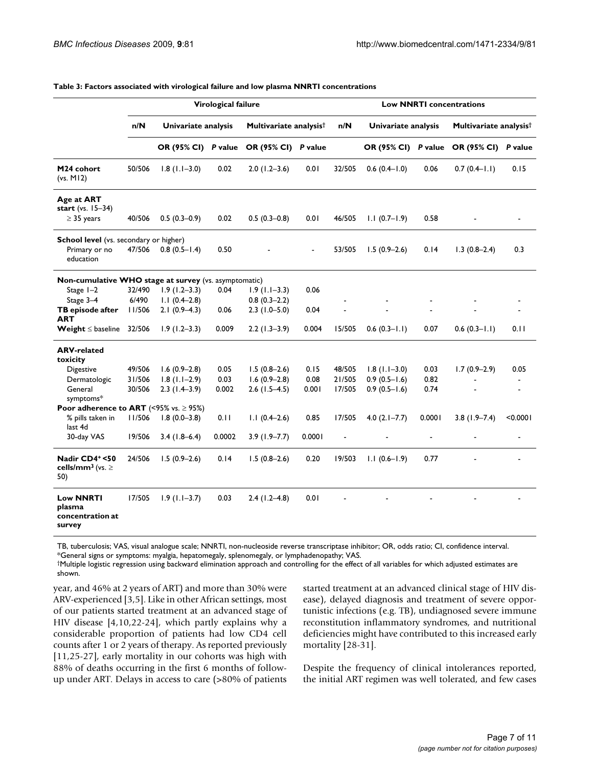**Table 3: Factors associated with virological failure and low plasma NNRTI concentrations**

| | Virological failure | | | | | Low NNRTI concentrations | | | | |
|---|---|---|---|---|---|---|---|---|---|---|
| | n/N | Univariate analysis | | Multivariate analysis† | | n/N | Univariate analysis | | Multivariate analysis† | |
| | | OR (95% CI) | *P* value | OR (95% CI) | *P* value | | OR (95% CI) | *P* value | OR (95% CI) | *P* value |
| **M24 cohort** (vs. M12) | 50/506 | 1.8 (1.1–3.0) | 0.02 | 2.0 (1.2–3.6) | 0.01 | 32/505 | 0.6 (0.4–1.0) | 0.06 | 0.7 (0.4–1.1) | 0.15 |
| **Age at ART start** (vs. 15–34) | | | | | | | | | | |
| ≥ 35 years | 40/506 | 0.5 (0.3–0.9) | 0.02 | 0.5 (0.3–0.8) | 0.01 | 46/505 | 1.1 (0.7–1.9) | 0.58 | - | - |
| **School level** (vs. secondary or higher) | | | | | | | | | | |
| Primary or no education | 47/506 | 0.8 (0.5–1.4) | 0.50 | - | - | 53/505 | 1.5 (0.9–2.6) | 0.14 | 1.3 (0.8–2.4) | 0.3 |
| **Non-cumulative WHO stage at survey** (vs. asymptomatic) | | | | | | | | | | |
| Stage 1–2 | 32/490 | 1.9 (1.2–3.3) | 0.04 | 1.9 (1.1–3.3) | 0.06 | | | | | |
| Stage 3–4 | 6/490 | 1.1 (0.4–2.8) | | 0.8 (0.3–2.2) | | - | - | - | - | - |
| **TB episode after ART** | 11/506 | 2.1 (0.9–4.3) | 0.06 | 2.3 (1.0–5.0) | 0.04 | - | - | - | - | - |
| **Weight** ≤ baseline | 32/506 | 1.9 (1.2–3.3) | 0.009 | 2.2 (1.3–3.9) | 0.004 | 15/505 | 0.6 (0.3–1.1) | 0.07 | 0.6 (0.3–1.1) | 0.11 |
| **ARV-related toxicity** | | | | | | | | | | |
| Digestive | 49/506 | 1.6 (0.9–2.8) | 0.05 | 1.5 (0.8–2.6) | 0.15 | 48/505 | 1.8 (1.1–3.0) | 0.03 | 1.7 (0.9–2.9) | 0.05 |
| Dermatologic | 31/506 | 1.8 (1.1–2.9) | 0.03 | 1.6 (0.9–2.8) | 0.08 | 21/505 | 0.9 (0.5–1.6) | 0.82 | - | - |
| General symptoms* | 30/506 | 2.3 (1.4–3.9) | 0.002 | 2.6 (1.5–4.5) | 0.001 | 17/505 | 0.9 (0.5–1.6) | 0.74 | - | - |
| **Poor adherence to ART** (<95% vs. ≥ 95%) | | | | | | | | | | |
| % pills taken in last 4d | 11/506 | 1.8 (0.0–3.8) | 0.11 | 1.1 (0.4–2.6) | 0.85 | 17/505 | 4.0 (2.1–7.7) | 0.0001 | 3.8 (1.9–7.4) | <0.0001 |
| 30-day VAS | 19/506 | 3.4 (1.8–6.4) | 0.0002 | 3.9 (1.9–7.7) | 0.0001 | - | - | - | - | - |
| **Nadir CD4+ <50 cells/mm³** (vs. ≥ 50) | 24/506 | 1.5 (0.9–2.6) | 0.14 | 1.5 (0.8–2.6) | 0.20 | 19/503 | 1.1 (0.6–1.9) | 0.77 | - | - |
| **Low NNRTI plasma concentration at survey** | 17/505 | 1.9 (1.1–3.7) | 0.03 | 2.4 (1.2–4.8) | 0.01 | - | - | - | - | - |

TB, tuberculosis; VAS, visual analogue scale; NNRTI, non-nucleoside reverse transcriptase inhibitor; OR, odds ratio; CI, confidence interval.
*General signs or symptoms: myalgia, hepatomegaly, splenomegaly, or lymphadenopathy; VAS.
†Multiple logistic regression using backward elimination approach and controlling for the effect of all variables for which adjusted estimates are shown.

year, and 46% at 2 years of ART) and more than 30% were ARV-experienced [3,5]. Like in other African settings, most of our patients started treatment at an advanced stage of HIV disease [4,10,22-24], which partly explains why a considerable proportion of patients had low CD4 cell counts after 1 or 2 years of therapy. As reported previously [11,25-27], early mortality in our cohorts was high with 88% of deaths occurring in the first 6 months of follow-up under ART. Delays in access to care (>80% of patients started treatment at an advanced clinical stage of HIV disease), delayed diagnosis and treatment of severe opportunistic infections (e.g. TB), undiagnosed severe immune reconstitution inflammatory syndromes, and nutritional deficiencies might have contributed to this increased early mortality [28-31].

Despite the frequency of clinical intolerances reported, the initial ART regimen was well tolerated, and few cases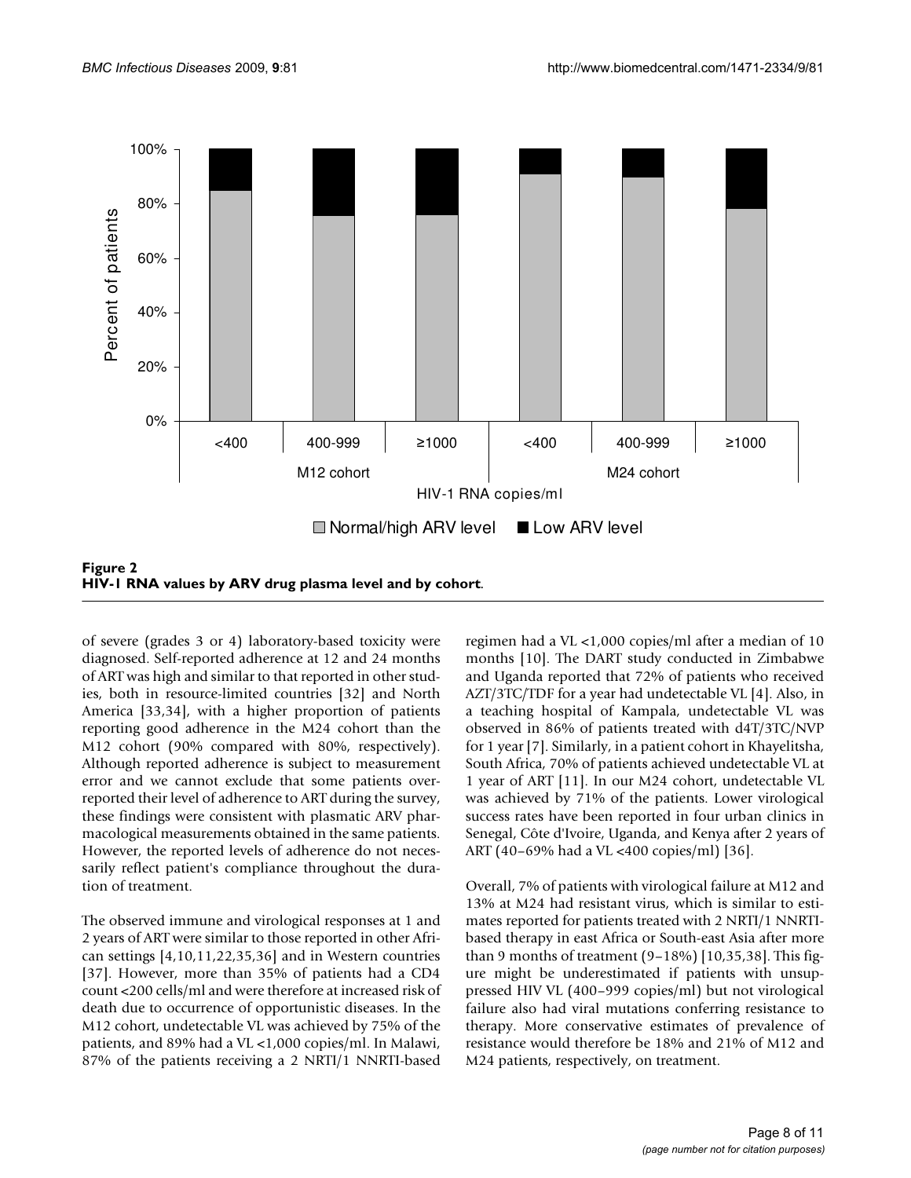**Figure 2**
**HIV-1 RNA values by ARV drug plasma level and by cohort**.

of severe (grades 3 or 4) laboratory-based toxicity were diagnosed. Self-reported adherence at 12 and 24 months of ART was high and similar to that reported in other studies, both in resource-limited countries [32] and North America [33,34], with a higher proportion of patients reporting good adherence in the M24 cohort than the M12 cohort (90% compared with 80%, respectively). Although reported adherence is subject to measurement error and we cannot exclude that some patients overreported their level of adherence to ART during the survey, these findings were consistent with plasmatic ARV pharmacological measurements obtained in the same patients. However, the reported levels of adherence do not necessarily reflect patient's compliance throughout the duration of treatment.

The observed immune and virological responses at 1 and 2 years of ART were similar to those reported in other African settings [4,10,11,22,35,36] and in Western countries [37]. However, more than 35% of patients had a CD4 count <200 cells/ml and were therefore at increased risk of death due to occurrence of opportunistic diseases. In the M12 cohort, undetectable VL was achieved by 75% of the patients, and 89% had a VL <1,000 copies/ml. In Malawi, 87% of the patients receiving a 2 NRTI/1 NNRTI-based regimen had a VL <1,000 copies/ml after a median of 10 months [10]. The DART study conducted in Zimbabwe and Uganda reported that 72% of patients who received AZT/3TC/TDF for a year had undetectable VL [4]. Also, in a teaching hospital of Kampala, undetectable VL was observed in 86% of patients treated with d4T/3TC/NVP for 1 year [7]. Similarly, in a patient cohort in Khayelitsha, South Africa, 70% of patients achieved undetectable VL at 1 year of ART [11]. In our M24 cohort, undetectable VL was achieved by 71% of the patients. Lower virological success rates have been reported in four urban clinics in Senegal, Côte d'Ivoire, Uganda, and Kenya after 2 years of ART (40–69% had a VL <400 copies/ml) [36].

Overall, 7% of patients with virological failure at M12 and 13% at M24 had resistant virus, which is similar to estimates reported for patients treated with 2 NRTI/1 NNRTI-based therapy in east Africa or South-east Asia after more than 9 months of treatment (9–18%) [10,35,38]. This figure might be underestimated if patients with unsuppressed HIV VL (400–999 copies/ml) but not virological failure also had viral mutations conferring resistance to therapy. More conservative estimates of prevalence of resistance would therefore be 18% and 21% of M12 and M24 patients, respectively, on treatment.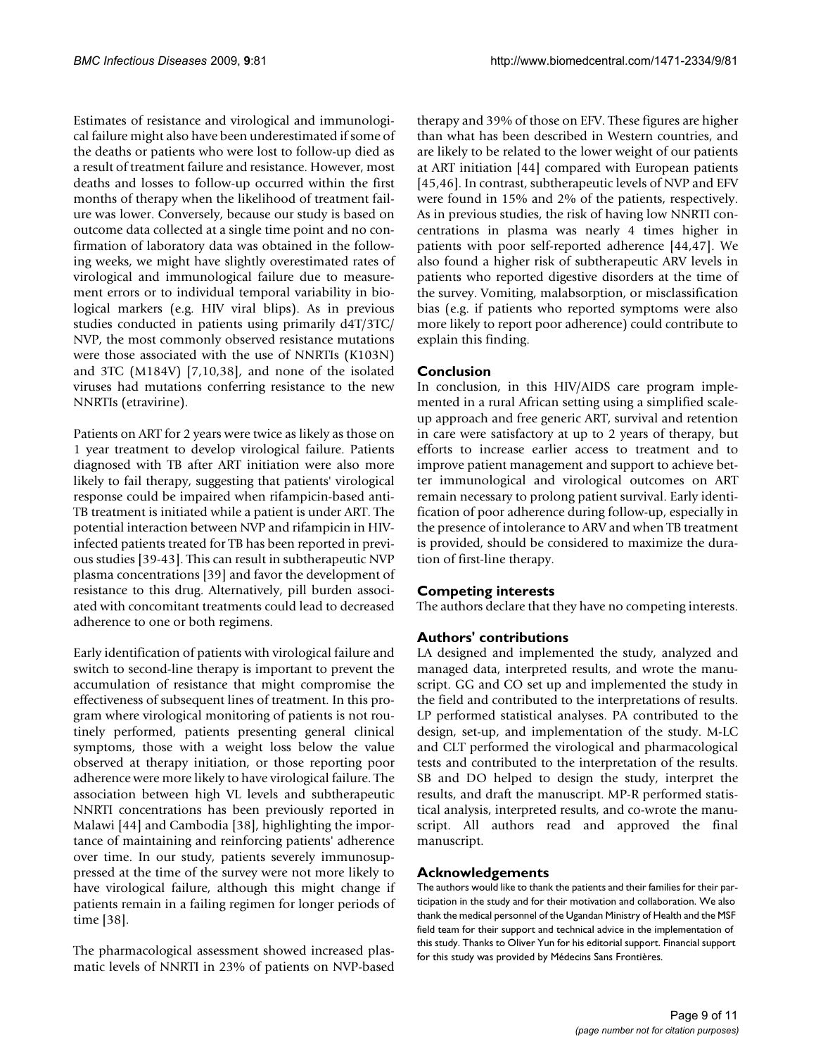Estimates of resistance and virological and immunological failure might also have been underestimated if some of the deaths or patients who were lost to follow-up died as a result of treatment failure and resistance. However, most deaths and losses to follow-up occurred within the first months of therapy when the likelihood of treatment failure was lower. Conversely, because our study is based on outcome data collected at a single time point and no confirmation of laboratory data was obtained in the following weeks, we might have slightly overestimated rates of virological and immunological failure due to measurement errors or to individual temporal variability in biological markers (e.g. HIV viral blips). As in previous studies conducted in patients using primarily d4T/3TC/NVP, the most commonly observed resistance mutations were those associated with the use of NNRTIs (K103N) and 3TC (M184V) [7,10,38], and none of the isolated viruses had mutations conferring resistance to the new NNRTIs (etravirine).

Patients on ART for 2 years were twice as likely as those on 1 year treatment to develop virological failure. Patients diagnosed with TB after ART initiation were also more likely to fail therapy, suggesting that patients' virological response could be impaired when rifampicin-based anti-TB treatment is initiated while a patient is under ART. The potential interaction between NVP and rifampicin in HIV-infected patients treated for TB has been reported in previous studies [39-43]. This can result in subtherapeutic NVP plasma concentrations [39] and favor the development of resistance to this drug. Alternatively, pill burden associated with concomitant treatments could lead to decreased adherence to one or both regimens.

Early identification of patients with virological failure and switch to second-line therapy is important to prevent the accumulation of resistance that might compromise the effectiveness of subsequent lines of treatment. In this program where virological monitoring of patients is not routinely performed, patients presenting general clinical symptoms, those with a weight loss below the value observed at therapy initiation, or those reporting poor adherence were more likely to have virological failure. The association between high VL levels and subtherapeutic NNRTI concentrations has been previously reported in Malawi [44] and Cambodia [38], highlighting the importance of maintaining and reinforcing patients' adherence over time. In our study, patients severely immunosuppressed at the time of the survey were not more likely to have virological failure, although this might change if patients remain in a failing regimen for longer periods of time [38].

The pharmacological assessment showed increased plasmatic levels of NNRTI in 23% of patients on NVP-based therapy and 39% of those on EFV. These figures are higher than what has been described in Western countries, and are likely to be related to the lower weight of our patients at ART initiation [44] compared with European patients [45,46]. In contrast, subtherapeutic levels of NVP and EFV were found in 15% and 2% of the patients, respectively. As in previous studies, the risk of having low NNRTI concentrations in plasma was nearly 4 times higher in patients with poor self-reported adherence [44,47]. We also found a higher risk of subtherapeutic ARV levels in patients who reported digestive disorders at the time of the survey. Vomiting, malabsorption, or misclassification bias (e.g. if patients who reported symptoms were also more likely to report poor adherence) could contribute to explain this finding.

## Conclusion

In conclusion, in this HIV/AIDS care program implemented in a rural African setting using a simplified scale-up approach and free generic ART, survival and retention in care were satisfactory at up to 2 years of therapy, but efforts to increase earlier access to treatment and to improve patient management and support to achieve better immunological and virological outcomes on ART remain necessary to prolong patient survival. Early identification of poor adherence during follow-up, especially in the presence of intolerance to ARV and when TB treatment is provided, should be considered to maximize the duration of first-line therapy.

## Competing interests

The authors declare that they have no competing interests.

## Authors' contributions

LA designed and implemented the study, analyzed and managed data, interpreted results, and wrote the manuscript. GG and CO set up and implemented the study in the field and contributed to the interpretations of results. LP performed statistical analyses. PA contributed to the design, set-up, and implementation of the study. M-LC and CLT performed the virological and pharmacological tests and contributed to the interpretation of the results. SB and DO helped to design the study, interpret the results, and draft the manuscript. MP-R performed statistical analysis, interpreted results, and co-wrote the manuscript. All authors read and approved the final manuscript.

## Acknowledgements

The authors would like to thank the patients and their families for their participation in the study and for their motivation and collaboration. We also thank the medical personnel of the Ugandan Ministry of Health and the MSF field team for their support and technical advice in the implementation of this study. Thanks to Oliver Yun for his editorial support. Financial support for this study was provided by Médecins Sans Frontières.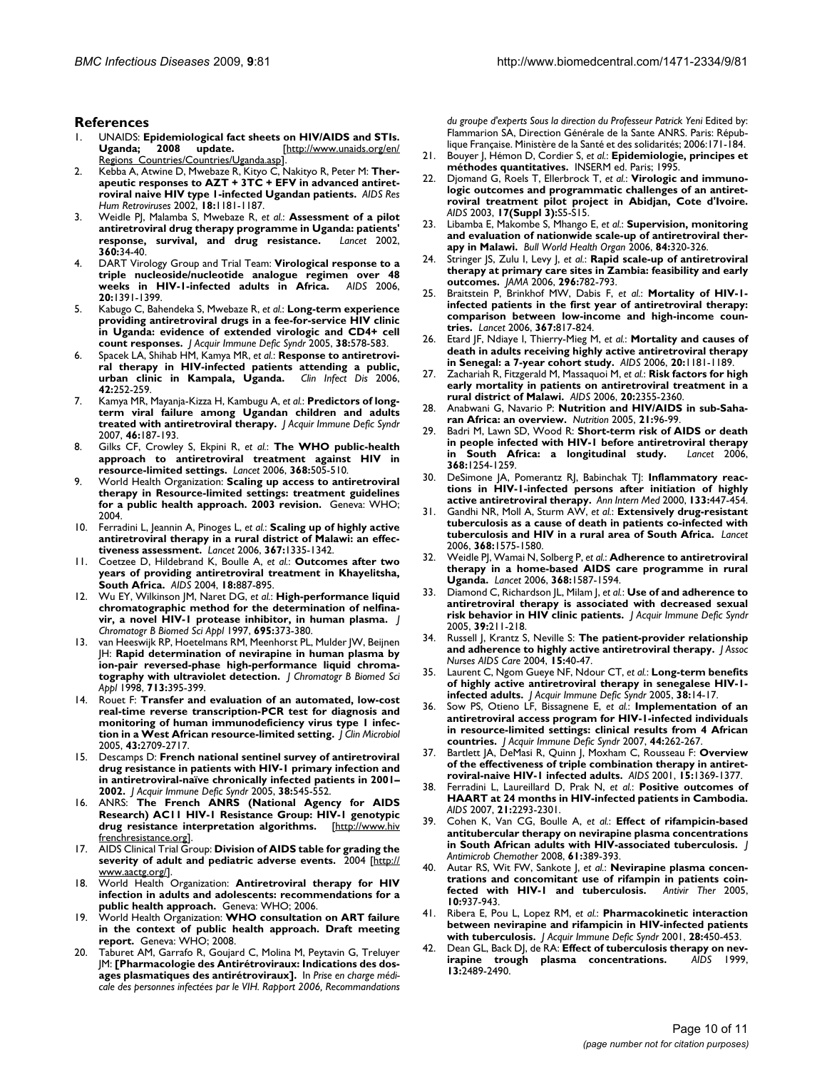## References

1. UNAIDS: **Epidemiological fact sheets on HIV/AIDS and STIs. Uganda; 2008 update.** [http://www.unaids.org/en/Regions_Countries/Countries/Uganda.asp].
2. Kebba A, Atwine D, Mwebaze R, Kityo C, Nakityo R, Peter M: **Therapeutic responses to AZT + 3TC + EFV in advanced antiretroviral naive HIV type 1-infected Ugandan patients.** *AIDS Res Hum Retroviruses* 2002, **18:**1181-1187.
3. Weidle PJ, Malamba S, Mwebaze R, *et al.*: **Assessment of a pilot antiretroviral drug therapy programme in Uganda: patients' response, survival, and drug resistance.** *Lancet* 2002, **360:**34-40.
4. DART Virology Group and Trial Team: **Virological response to a triple nucleoside/nucleotide analogue regimen over 48 weeks in HIV-1-infected adults in Africa.** *AIDS* 2006, **20:**1391-1399.
5. Kabugo C, Bahendeka S, Mwebaze R, *et al.*: **Long-term experience providing antiretroviral drugs in a fee-for-service HIV clinic in Uganda: evidence of extended virologic and CD4+ cell count responses.** *J Acquir Immune Defic Syndr* 2005, **38:**578-583.
6. Spacek LA, Shihab HM, Kamya MR, *et al.*: **Response to antiretroviral therapy in HIV-infected patients attending a public, urban clinic in Kampala, Uganda.** *Clin Infect Dis* 2006, **42:**252-259.
7. Kamya MR, Mayanja-Kizza H, Kambugu A, *et al.*: **Predictors of long-term viral failure among Ugandan children and adults treated with antiretroviral therapy.** *J Acquir Immune Defic Syndr* 2007, **46:**187-193.
8. Gilks CF, Crowley S, Ekpini R, *et al.*: **The WHO public-health approach to antiretroviral treatment against HIV in resource-limited settings.** *Lancet* 2006, **368:**505-510.
9. World Health Organization: **Scaling up access to antiretroviral therapy in Resource-limited settings: treatment guidelines for a public health approach. 2003 revision.** Geneva: WHO; 2004.
10. Ferradini L, Jeannin A, Pinoges L, *et al.*: **Scaling up of highly active antiretroviral therapy in a rural district of Malawi: an effectiveness assessment.** *Lancet* 2006, **367:**1335-1342.
11. Coetzee D, Hildebrand K, Boulle A, *et al.*: **Outcomes after two years of providing antiretroviral treatment in Khayelitsha, South Africa.** *AIDS* 2004, **18:**887-895.
12. Wu EY, Wilkinson JM, Naret DG, *et al.*: **High-performance liquid chromatographic method for the determination of nelfinavir, a novel HIV-1 protease inhibitor, in human plasma.** *J Chromatogr B Biomed Sci Appl* 1997, **695:**373-380.
13. van Heeswijk RP, Hoetelmans RM, Meenhorst PL, Mulder JW, Beijnen JH: **Rapid determination of nevirapine in human plasma by ion-pair reversed-phase high-performance liquid chromatography with ultraviolet detection.** *J Chromatogr B Biomed Sci Appl* 1998, **713:**395-399.
14. Rouet F: **Transfer and evaluation of an automated, low-cost real-time reverse transcription-PCR test for diagnosis and monitoring of human immunodeficiency virus type 1 infection in a West African resource-limited setting.** *J Clin Microbiol* 2005, **43:**2709-2717.
15. Descamps D: **French national sentinel survey of antiretroviral drug resistance in patients with HIV-1 primary infection and in antiretroviral-naïve chronically infected patients in 2001–2002.** *J Acquir Immune Defic Syndr* 2005, **38:**545-552.
16. ANRS: **The French ANRS (National Agency for AIDS Research) AC11 HIV-1 Resistance Group: HIV-1 genotypic drug resistance interpretation algorithms.** [http://www.hivfrenchresistance.org].
17. AIDS Clinical Trial Group: **Division of AIDS table for grading the severity of adult and pediatric adverse events.** 2004 [http://www.aactg.org/].
18. World Health Organization: **Antiretroviral therapy for HIV infection in adults and adolescents: recommendations for a public health approach.** Geneva: WHO; 2006.
19. World Health Organization: **WHO consultation on ART failure in the context of public health approach. Draft meeting report.** Geneva: WHO; 2008.
20. Taburet AM, Garrafo R, Goujard C, Molina M, Peytavin G, Treluyer JM: **[Pharmacologie des Antirétroviraux: Indications des dosages plasmatiques des antirétroviraux].** In *Prise en charge médicale des personnes infectées par le VIH. Rapport 2006, Recommandations du groupe d'experts Sous la direction du Professeur Patrick Yeni* Edited by: Flammarion SA, Direction Générale de la Sante ANRS. Paris: République Française. Ministère de la Santé et des solidarités; 2006:171-184.
21. Bouyer J, Hémon D, Cordier S, *et al.*: **Epidemiologie, principes et méthodes quantitatives.** INSERM ed. Paris; 1995.
22. Djomand G, Roels T, Ellerbrock T, *et al.*: **Virologic and immunologic outcomes and programmatic challenges of an antiretroviral treatment pilot project in Abidjan, Cote d'Ivoire.** *AIDS* 2003, **17(Suppl 3):**S5-S15.
23. Libamba E, Makombe S, Mhango E, *et al.*: **Supervision, monitoring and evaluation of nationwide scale-up of antiretroviral therapy in Malawi.** *Bull World Health Organ* 2006, **84:**320-326.
24. Stringer JS, Zulu I, Levy J, *et al.*: **Rapid scale-up of antiretroviral therapy at primary care sites in Zambia: feasibility and early outcomes.** *JAMA* 2006, **296:**782-793.
25. Braitstein P, Brinkhof MW, Dabis F, *et al.*: **Mortality of HIV-1-infected patients in the first year of antiretroviral therapy: comparison between low-income and high-income countries.** *Lancet* 2006, **367:**817-824.
26. Etard JF, Ndiaye I, Thierry-Mieg M, *et al.*: **Mortality and causes of death in adults receiving highly active antiretroviral therapy in Senegal: a 7-year cohort study.** *AIDS* 2006, **20:**1181-1189.
27. Zachariah R, Fitzgerald M, Massaquoi M, *et al.*: **Risk factors for high early mortality in patients on antiretroviral treatment in a rural district of Malawi.** *AIDS* 2006, **20:**2355-2360.
28. Anabwani G, Navario P: **Nutrition and HIV/AIDS in sub-Saharan Africa: an overview.** *Nutrition* 2005, **21:**96-99.
29. Badri M, Lawn SD, Wood R: **Short-term risk of AIDS or death in people infected with HIV-1 before antiretroviral therapy in South Africa: a longitudinal study.** *Lancet* 2006, **368:**1254-1259.
30. DeSimone JA, Pomerantz RJ, Babinchak TJ: **Inflammatory reactions in HIV-1-infected persons after initiation of highly active antiretroviral therapy.** *Ann Intern Med* 2000, **133:**447-454.
31. Gandhi NR, Moll A, Sturm AW, *et al.*: **Extensively drug-resistant tuberculosis as a cause of death in patients co-infected with tuberculosis and HIV in a rural area of South Africa.** *Lancet* 2006, **368:**1575-1580.
32. Weidle PJ, Wamai N, Solberg P, *et al.*: **Adherence to antiretroviral therapy in a home-based AIDS care programme in rural Uganda.** *Lancet* 2006, **368:**1587-1594.
33. Diamond C, Richardson JL, Milam J, *et al.*: **Use of and adherence to antiretroviral therapy is associated with decreased sexual risk behavior in HIV clinic patients.** *J Acquir Immune Defic Syndr* 2005, **39:**211-218.
34. Russell J, Krantz S, Neville S: **The patient-provider relationship and adherence to highly active antiretroviral therapy.** *J Assoc Nurses AIDS Care* 2004, **15:**40-47.
35. Laurent C, Ngom Gueye NF, Ndour CT, *et al.*: **Long-term benefits of highly active antiretroviral therapy in senegalese HIV-1-infected adults.** *J Acquir Immune Defic Syndr* 2005, **38:**14-17.
36. Sow PS, Otieno LF, Bissagnene E, *et al.*: **Implementation of an antiretroviral access program for HIV-1-infected individuals in resource-limited settings: clinical results from 4 African countries.** *J Acquir Immune Defic Syndr* 2007, **44:**262-267.
37. Bartlett JA, DeMasi R, Quinn J, Moxham C, Rousseau F: **Overview of the effectiveness of triple combination therapy in antiretroviral-naive HIV-1 infected adults.** *AIDS* 2001, **15:**1369-1377.
38. Ferradini L, Laureillard D, Prak N, *et al.*: **Positive outcomes of HAART at 24 months in HIV-infected patients in Cambodia.** *AIDS* 2007, **21:**2293-2301.
39. Cohen K, Van CG, Boulle A, *et al.*: **Effect of rifampicin-based antitubercular therapy on nevirapine plasma concentrations in South African adults with HIV-associated tuberculosis.** *J Antimicrob Chemother* 2008, **61:**389-393.
40. Autar RS, Wit FW, Sankote J, *et al.*: **Nevirapine plasma concentrations and concomitant use of rifampin in patients coinfected with HIV-1 and tuberculosis.** *Antivir Ther* 2005, **10:**937-943.
41. Ribera E, Pou L, Lopez RM, *et al.*: **Pharmacokinetic interaction between nevirapine and rifampicin in HIV-infected patients with tuberculosis.** *J Acquir Immune Defic Syndr* 2001, **28:**450-453.
42. Dean GL, Back DJ, de RA: **Effect of tuberculosis therapy on nevirapine trough plasma concentrations.** *AIDS* 1999, **13:**2489-2490.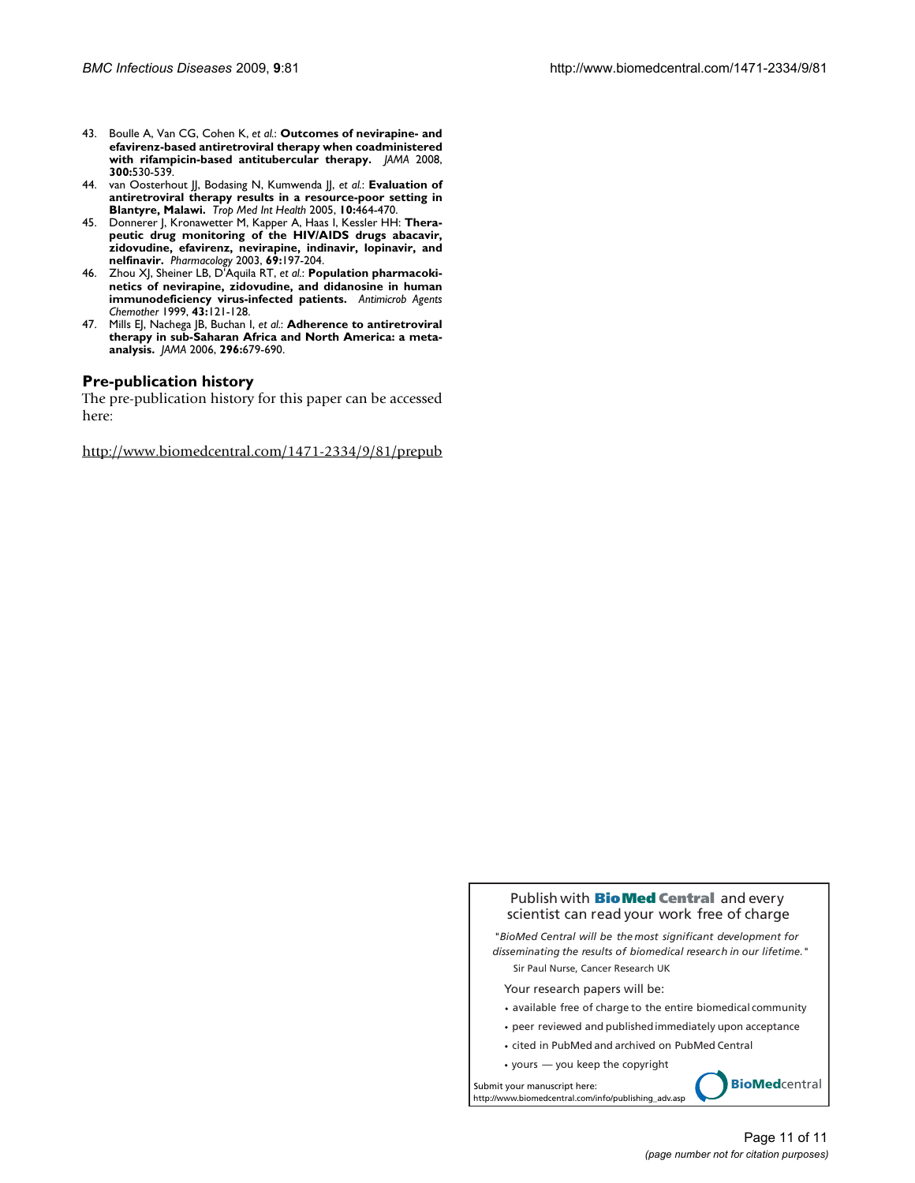43. Boulle A, Van CG, Cohen K, *et al.*: **Outcomes of nevirapine- and efavirenz-based antiretroviral therapy when coadministered with rifampicin-based antitubercular therapy.** *JAMA* 2008, **300:**530-539.
44. van Oosterhout JJ, Bodasing N, Kumwenda JJ, *et al.*: **Evaluation of antiretroviral therapy results in a resource-poor setting in Blantyre, Malawi.** *Trop Med Int Health* 2005, **10:**464-470.
45. Donnerer J, Kronawetter M, Kapper A, Haas I, Kessler HH: **Therapeutic drug monitoring of the HIV/AIDS drugs abacavir, zidovudine, efavirenz, nevirapine, indinavir, lopinavir, and nelfinavir.** *Pharmacology* 2003, **69:**197-204.
46. Zhou XJ, Sheiner LB, D'Aquila RT, *et al.*: **Population pharmacokinetics of nevirapine, zidovudine, and didanosine in human immunodeficiency virus-infected patients.** *Antimicrob Agents Chemother* 1999, **43:**121-128.
47. Mills EJ, Nachega JB, Buchan I, *et al.*: **Adherence to antiretroviral therapy in sub-Saharan Africa and North America: a meta-analysis.** *JAMA* 2006, **296:**679-690.

## Pre-publication history

The pre-publication history for this paper can be accessed here:

http://www.biomedcentral.com/1471-2334/9/81/prepub

Publish with **BioMed Central** and every scientist can read your work free of charge

*"BioMed Central will be the most significant development for disseminating the results of biomedical research in our lifetime."*

Sir Paul Nurse, Cancer Research UK

Your research papers will be:

- available free of charge to the entire biomedical community
- peer reviewed and published immediately upon acceptance
- cited in PubMed and archived on PubMed Central
- yours — you keep the copyright

Submit your manuscript here:
http://www.biomedcentral.com/info/publishing_adv.asp

**BioMed**central